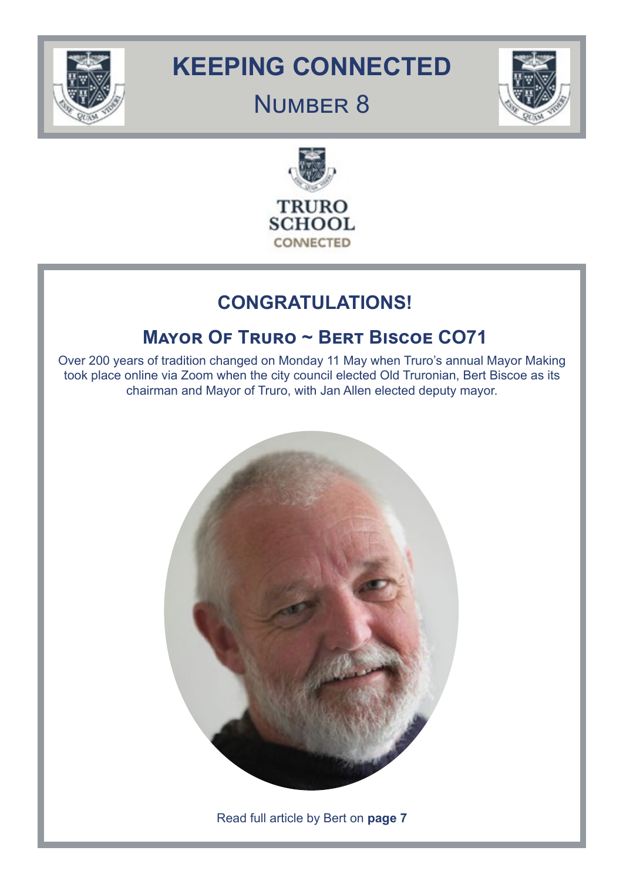# KEEPING CONNECTED

## NUMBER 8

TRURO SCHOOL CONNECTED

## CONGRATULATIONS!

### MAYOR OF TRURO ~ BERT BISCOE CO71

Over 200 years of tradition changed on Monday 11 May when Truro's annual Mayor Making took place online via Zoom when the city council elected Old Truronian, Bert Biscoe as its chairman and Mayor of Truro, with Jan Allen elected deputy mayor.

Read full article by Bert on **page 7**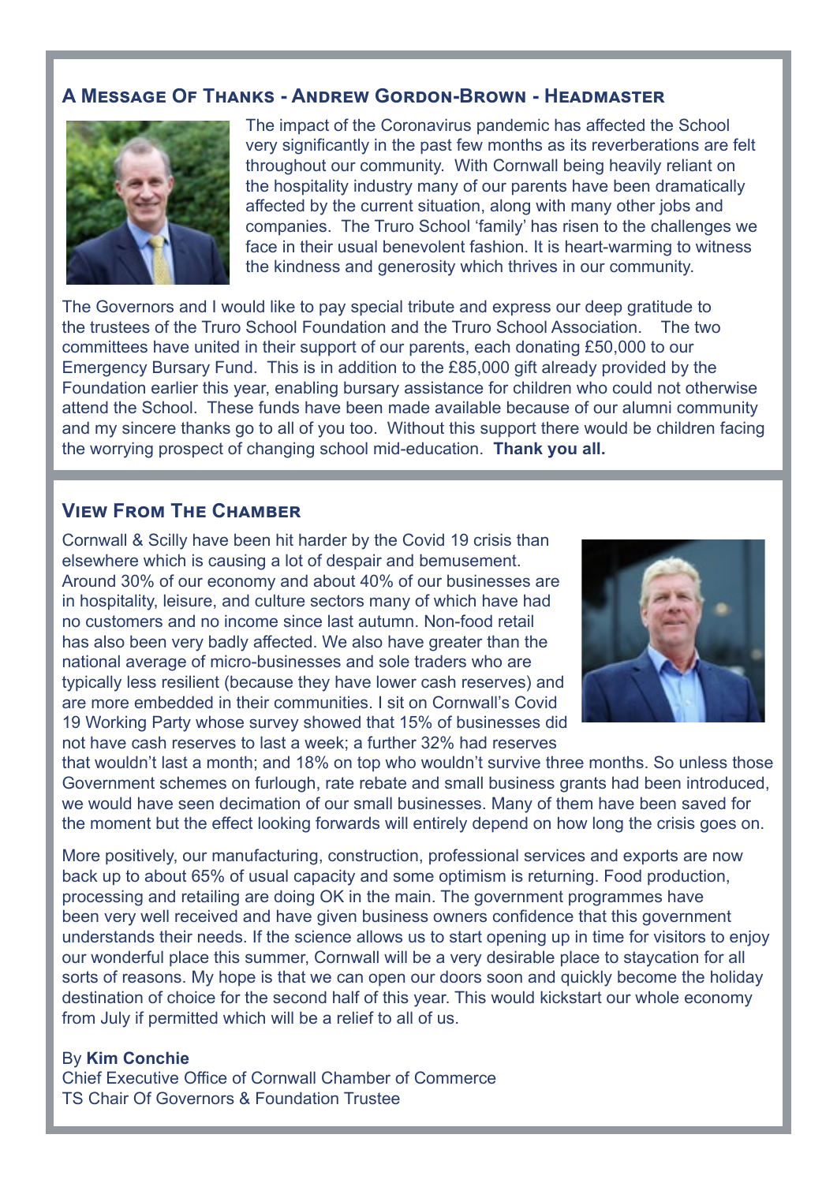## A Message Of Thanks - Andrew Gordon-Brown - Headmaster

The impact of the Coronavirus pandemic has affected the School very significantly in the past few months as its reverberations are felt throughout our community. With Cornwall being heavily reliant on the hospitality industry many of our parents have been dramatically affected by the current situation, along with many other jobs and companies. The Truro School 'family' has risen to the challenges we face in their usual benevolent fashion. It is heart-warming to witness the kindness and generosity which thrives in our community.

The Governors and I would like to pay special tribute and express our deep gratitude to the trustees of the Truro School Foundation and the Truro School Association. The two committees have united in their support of our parents, each donating £50,000 to our Emergency Bursary Fund. This is in addition to the £85,000 gift already provided by the Foundation earlier this year, enabling bursary assistance for children who could not otherwise attend the School. These funds have been made available because of our alumni community and my sincere thanks go to all of you too. Without this support there would be children facing the worrying prospect of changing school mid-education. **Thank you all.**

## View From The Chamber

Cornwall & Scilly have been hit harder by the Covid 19 crisis than elsewhere which is causing a lot of despair and bemusement. Around 30% of our economy and about 40% of our businesses are in hospitality, leisure, and culture sectors many of which have had no customers and no income since last autumn. Non-food retail has also been very badly affected. We also have greater than the national average of micro-businesses and sole traders who are typically less resilient (because they have lower cash reserves) and are more embedded in their communities. I sit on Cornwall's Covid 19 Working Party whose survey showed that 15% of businesses did not have cash reserves to last a week; a further 32% had reserves that wouldn't last a month; and 18% on top who wouldn't survive three months. So unless those Government schemes on furlough, rate rebate and small business grants had been introduced, we would have seen decimation of our small businesses. Many of them have been saved for the moment but the effect looking forwards will entirely depend on how long the crisis goes on.

More positively, our manufacturing, construction, professional services and exports are now back up to about 65% of usual capacity and some optimism is returning. Food production, processing and retailing are doing OK in the main. The government programmes have been very well received and have given business owners confidence that this government understands their needs. If the science allows us to start opening up in time for visitors to enjoy our wonderful place this summer, Cornwall will be a very desirable place to staycation for all sorts of reasons. My hope is that we can open our doors soon and quickly become the holiday destination of choice for the second half of this year. This would kickstart our whole economy from July if permitted which will be a relief to all of us.

By **Kim Conchie**
Chief Executive Office of Cornwall Chamber of Commerce
TS Chair Of Governors & Foundation Trustee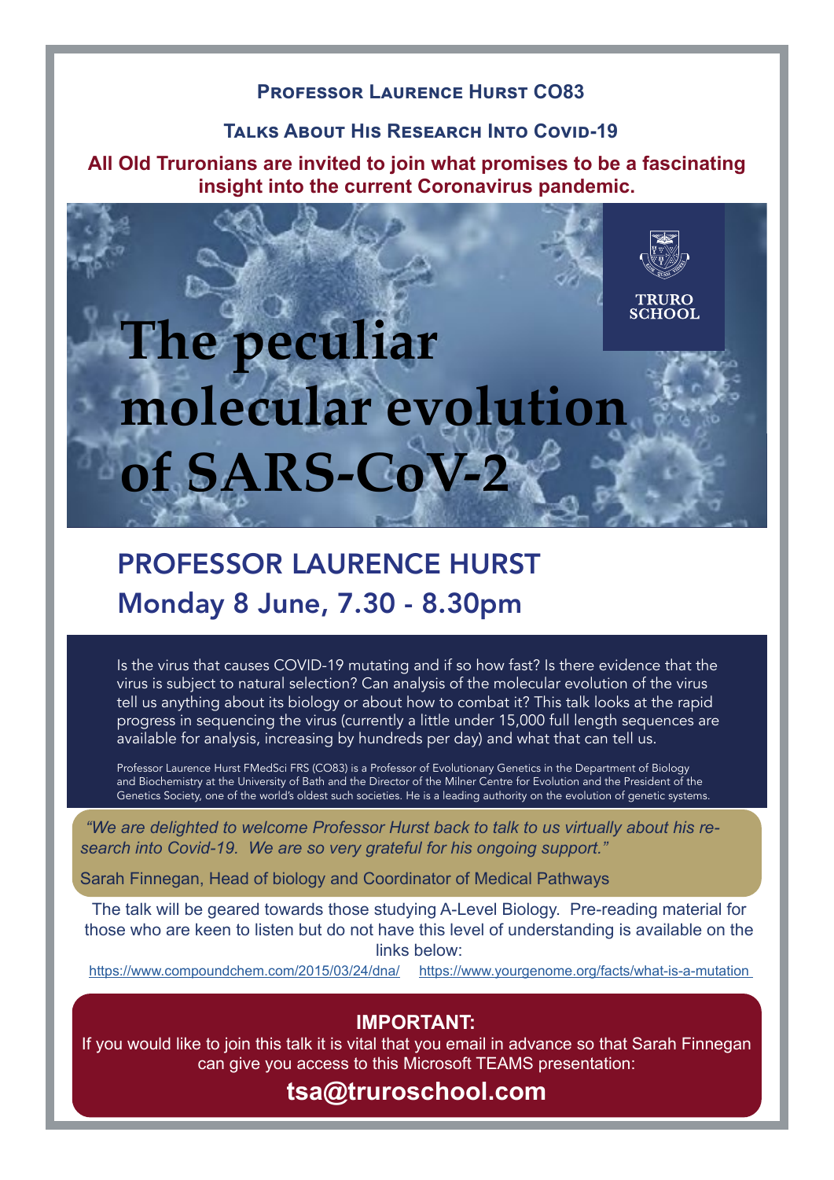## Professor Laurence Hurst CO83

### Talks About His Research Into Covid-19

**All Old Truronians are invited to join what promises to be a fascinating insight into the current Coronavirus pandemic.**

TRURO SCHOOL

# The peculiar molecular evolution of SARS-CoV-2

## PROFESSOR LAURENCE HURST

## Monday 8 June, 7.30 - 8.30pm

Is the virus that causes COVID-19 mutating and if so how fast? Is there evidence that the virus is subject to natural selection? Can analysis of the molecular evolution of the virus tell us anything about its biology or about how to combat it? This talk looks at the rapid progress in sequencing the virus (currently a little under 15,000 full length sequences are available for analysis, increasing by hundreds per day) and what that can tell us.

Professor Laurence Hurst FMedSci FRS (CO83) is a Professor of Evolutionary Genetics in the Department of Biology and Biochemistry at the University of Bath and the Director of the Milner Centre for Evolution and the President of the Genetics Society, one of the world's oldest such societies. He is a leading authority on the evolution of genetic systems.

*"We are delighted to welcome Professor Hurst back to talk to us virtually about his research into Covid-19. We are so very grateful for his ongoing support."*

Sarah Finnegan, Head of biology and Coordinator of Medical Pathways

The talk will be geared towards those studying A-Level Biology. Pre-reading material for those who are keen to listen but do not have this level of understanding is available on the links below:

https://www.compoundchem.com/2015/03/24/dna/ https://www.yourgenome.org/facts/what-is-a-mutation

**IMPORTANT:**

If you would like to join this talk it is vital that you email in advance so that Sarah Finnegan can give you access to this Microsoft TEAMS presentation:

**tsa@truroschool.com**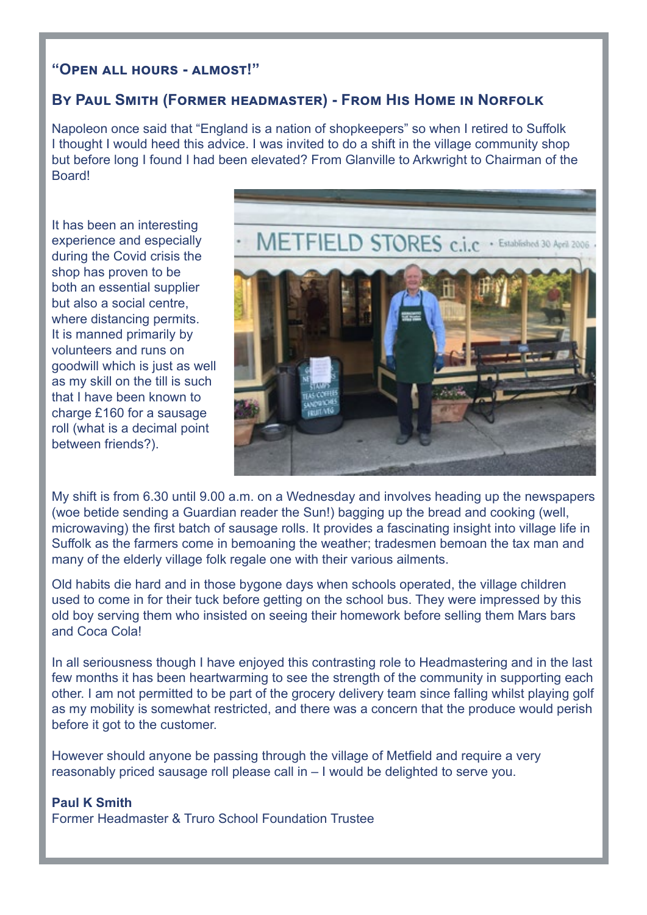## "Open all hours - almost!"

## By Paul Smith (Former headmaster) - From His Home in Norfolk

Napoleon once said that "England is a nation of shopkeepers" so when I retired to Suffolk I thought I would heed this advice. I was invited to do a shift in the village community shop but before long I found I had been elevated? From Glanville to Arkwright to Chairman of the Board!

It has been an interesting experience and especially during the Covid crisis the shop has proven to be both an essential supplier but also a social centre, where distancing permits. It is manned primarily by volunteers and runs on goodwill which is just as well as my skill on the till is such that I have been known to charge £160 for a sausage roll (what is a decimal point between friends?).

My shift is from 6.30 until 9.00 a.m. on a Wednesday and involves heading up the newspapers (woe betide sending a Guardian reader the Sun!) bagging up the bread and cooking (well, microwaving) the first batch of sausage rolls. It provides a fascinating insight into village life in Suffolk as the farmers come in bemoaning the weather; tradesmen bemoan the tax man and many of the elderly village folk regale one with their various ailments.

Old habits die hard and in those bygone days when schools operated, the village children used to come in for their tuck before getting on the school bus. They were impressed by this old boy serving them who insisted on seeing their homework before selling them Mars bars and Coca Cola!

In all seriousness though I have enjoyed this contrasting role to Headmastering and in the last few months it has been heartwarming to see the strength of the community in supporting each other. I am not permitted to be part of the grocery delivery team since falling whilst playing golf as my mobility is somewhat restricted, and there was a concern that the produce would perish before it got to the customer.

However should anyone be passing through the village of Metfield and require a very reasonably priced sausage roll please call in – I would be delighted to serve you.

**Paul K Smith**
Former Headmaster & Truro School Foundation Trustee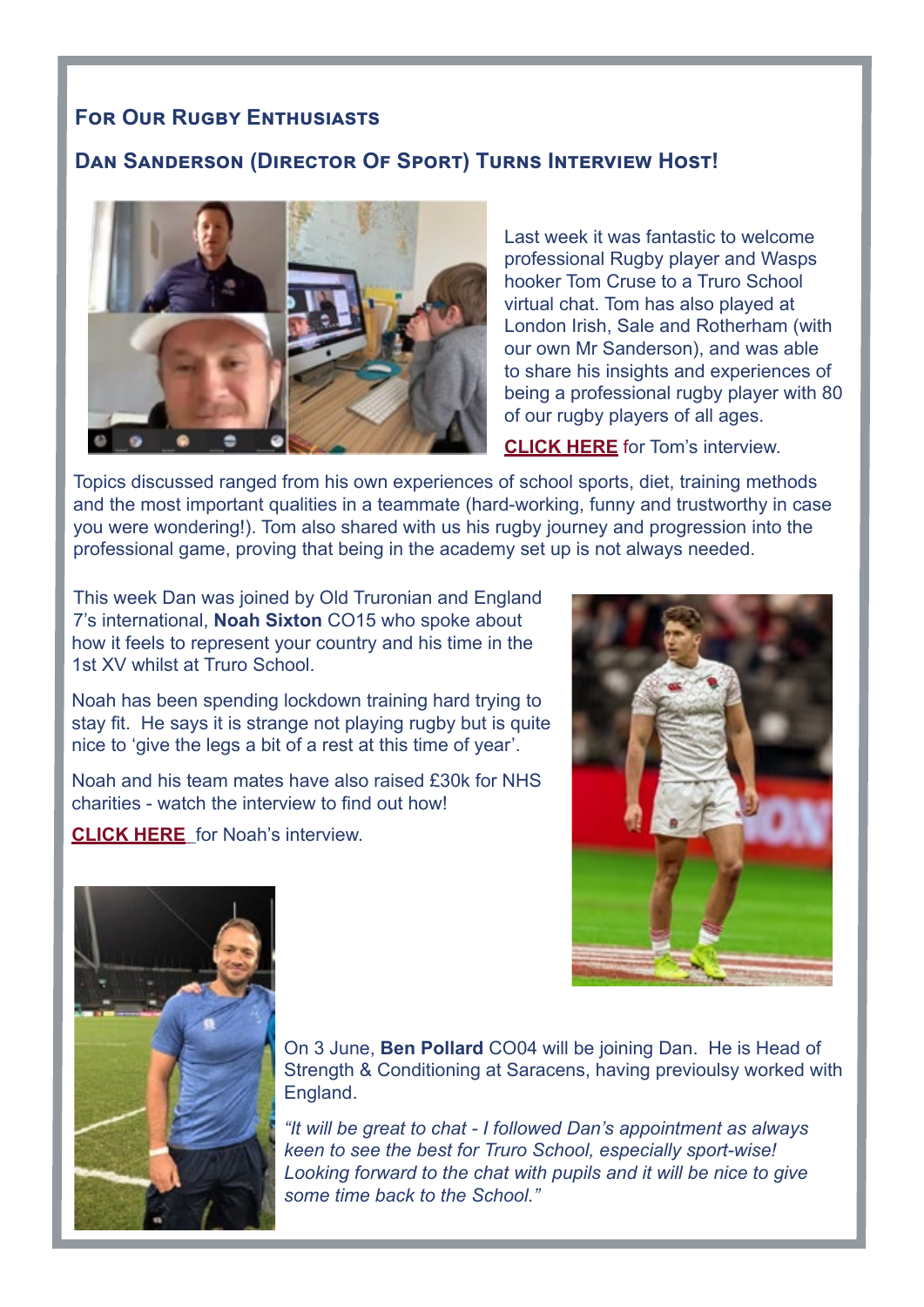## For Our Rugby Enthusiasts

## Dan Sanderson (Director Of Sport) Turns Interview Host!

Last week it was fantastic to welcome professional Rugby player and Wasps hooker Tom Cruse to a Truro School virtual chat. Tom has also played at London Irish, Sale and Rotherham (with our own Mr Sanderson), and was able to share his insights and experiences of being a professional rugby player with 80 of our rugby players of all ages.

**CLICK HERE** for Tom's interview.

Topics discussed ranged from his own experiences of school sports, diet, training methods and the most important qualities in a teammate (hard-working, funny and trustworthy in case you were wondering!). Tom also shared with us his rugby journey and progression into the professional game, proving that being in the academy set up is not always needed.

This week Dan was joined by Old Truronian and England 7's international, **Noah Sixton** CO15 who spoke about how it feels to represent your country and his time in the 1st XV whilst at Truro School.

Noah has been spending lockdown training hard trying to stay fit. He says it is strange not playing rugby but is quite nice to 'give the legs a bit of a rest at this time of year'.

Noah and his team mates have also raised £30k for NHS charities - watch the interview to find out how!

**CLICK HERE** for Noah's interview.

On 3 June, **Ben Pollard** CO04 will be joining Dan. He is Head of Strength & Conditioning at Saracens, having previoulsy worked with England.

*"It will be great to chat - I followed Dan's appointment as always keen to see the best for Truro School, especially sport-wise! Looking forward to the chat with pupils and it will be nice to give some time back to the School."*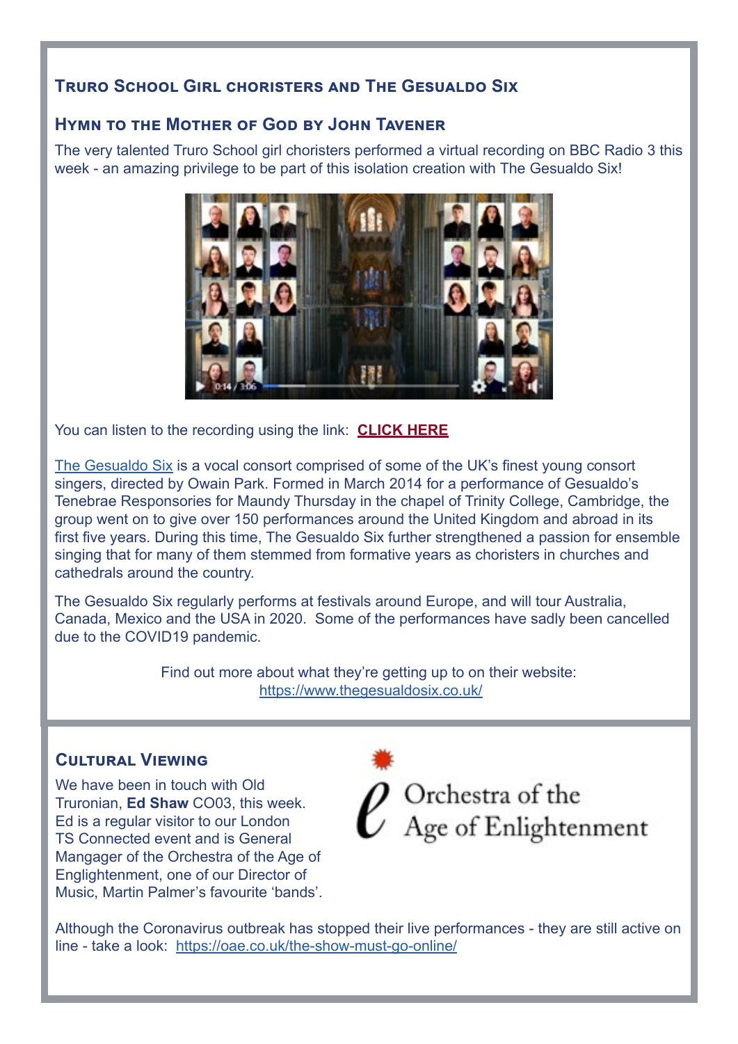## Truro School Girl choristers and The Gesualdo Six

### Hymn to the Mother of God by John Tavener

The very talented Truro School girl choristers performed a virtual recording on BBC Radio 3 this week - an amazing privilege to be part of this isolation creation with The Gesualdo Six!

You can listen to the recording using the link: **CLICK HERE**

The Gesualdo Six is a vocal consort comprised of some of the UK's finest young consort singers, directed by Owain Park. Formed in March 2014 for a performance of Gesualdo's Tenebrae Responsories for Maundy Thursday in the chapel of Trinity College, Cambridge, the group went on to give over 150 performances around the United Kingdom and abroad in its first five years. During this time, The Gesualdo Six further strengthened a passion for ensemble singing that for many of them stemmed from formative years as choristers in churches and cathedrals around the country.

The Gesualdo Six regularly performs at festivals around Europe, and will tour Australia, Canada, Mexico and the USA in 2020. Some of the performances have sadly been cancelled due to the COVID19 pandemic.

Find out more about what they're getting up to on their website:
https://www.thegesualdosix.co.uk/

## Cultural Viewing

We have been in touch with Old Truronian, **Ed Shaw** CO03, this week. Ed is a regular visitor to our London TS Connected event and is General Mangager of the Orchestra of the Age of Englightenment, one of our Director of Music, Martin Palmer's favourite 'bands'.

Orchestra of the Age of Enlightenment

Although the Coronavirus outbreak has stopped their live performances - they are still active on line - take a look: https://oae.co.uk/the-show-must-go-online/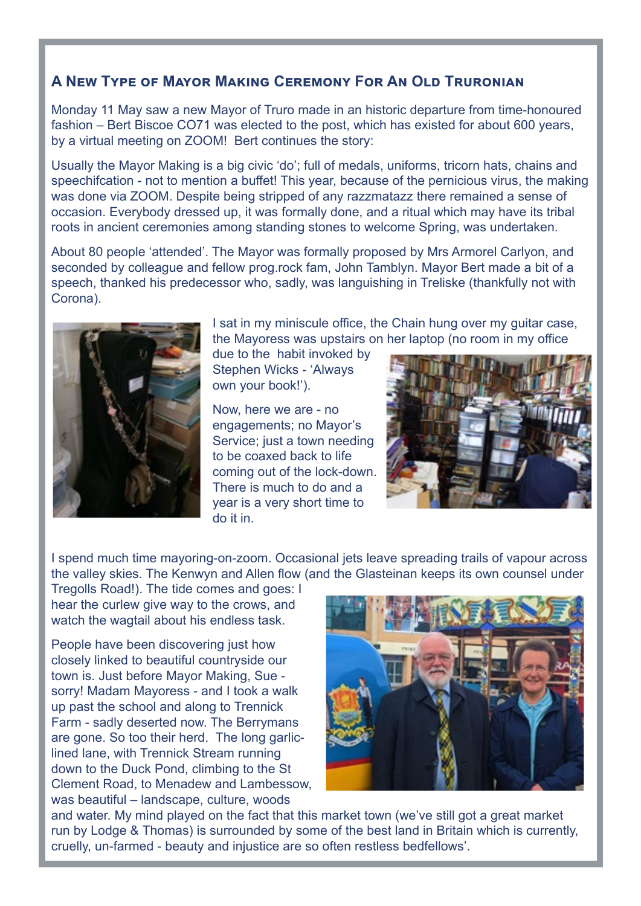## A New Type of Mayor Making Ceremony For An Old Truronian

Monday 11 May saw a new Mayor of Truro made in an historic departure from time-honoured fashion – Bert Biscoe CO71 was elected to the post, which has existed for about 600 years, by a virtual meeting on ZOOM! Bert continues the story:

Usually the Mayor Making is a big civic 'do'; full of medals, uniforms, tricorn hats, chains and speechifcation - not to mention a buffet! This year, because of the pernicious virus, the making was done via ZOOM. Despite being stripped of any razzmatazz there remained a sense of occasion. Everybody dressed up, it was formally done, and a ritual which may have its tribal roots in ancient ceremonies among standing stones to welcome Spring, was undertaken.

About 80 people 'attended'. The Mayor was formally proposed by Mrs Armorel Carlyon, and seconded by colleague and fellow prog.rock fam, John Tamblyn. Mayor Bert made a bit of a speech, thanked his predecessor who, sadly, was languishing in Treliske (thankfully not with Corona).

I sat in my miniscule office, the Chain hung over my guitar case, the Mayoress was upstairs on her laptop (no room in my office due to the habit invoked by Stephen Wicks - 'Always own your book!').

Now, here we are - no engagements; no Mayor's Service; just a town needing to be coaxed back to life coming out of the lock-down. There is much to do and a year is a very short time to do it in.

I spend much time mayoring-on-zoom. Occasional jets leave spreading trails of vapour across the valley skies. The Kenwyn and Allen flow (and the Glasteinan keeps its own counsel under Tregolls Road!). The tide comes and goes: I hear the curlew give way to the crows, and watch the wagtail about his endless task.

People have been discovering just how closely linked to beautiful countryside our town is. Just before Mayor Making, Sue - sorry! Madam Mayoress - and I took a walk up past the school and along to Trennick Farm - sadly deserted now. The Berrymans are gone. So too their herd. The long garlic-lined lane, with Trennick Stream running down to the Duck Pond, climbing to the St Clement Road, to Menadew and Lambessow, was beautiful – landscape, culture, woods and water. My mind played on the fact that this market town (we've still got a great market run by Lodge & Thomas) is surrounded by some of the best land in Britain which is currently, cruelly, un-farmed - beauty and injustice are so often restless bedfellows'.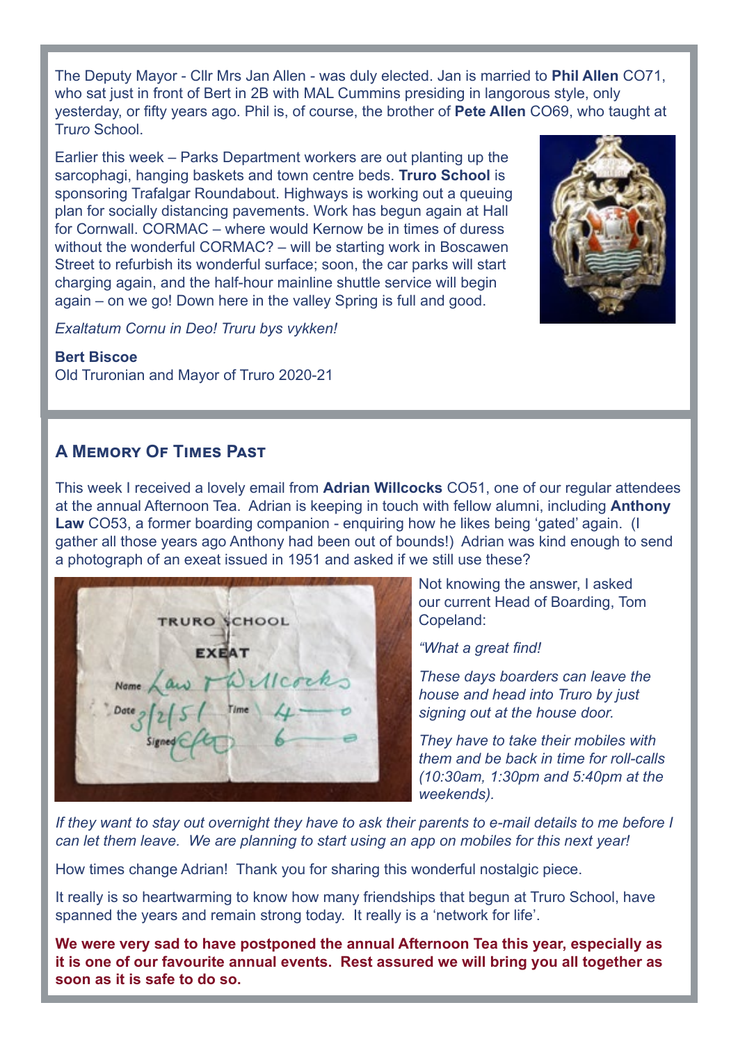The Deputy Mayor - Cllr Mrs Jan Allen - was duly elected. Jan is married to **Phil Allen** CO71, who sat just in front of Bert in 2B with MAL Cummins presiding in langorous style, only yesterday, or fifty years ago. Phil is, of course, the brother of **Pete Allen** CO69, who taught at Truro School.

Earlier this week – Parks Department workers are out planting up the sarcophagi, hanging baskets and town centre beds. **Truro School** is sponsoring Trafalgar Roundabout. Highways is working out a queuing plan for socially distancing pavements. Work has begun again at Hall for Cornwall. CORMAC – where would Kernow be in times of duress without the wonderful CORMAC? – will be starting work in Boscawen Street to refurbish its wonderful surface; soon, the car parks will start charging again, and the half-hour mainline shuttle service will begin again – on we go! Down here in the valley Spring is full and good.

*Exaltatum Cornu in Deo! Truru bys vykken!*

**Bert Biscoe**
Old Truronian and Mayor of Truro 2020-21

## A Memory Of Times Past

This week I received a lovely email from **Adrian Willcocks** CO51, one of our regular attendees at the annual Afternoon Tea. Adrian is keeping in touch with fellow alumni, including **Anthony Law** CO53, a former boarding companion - enquiring how he likes being 'gated' again. (I gather all those years ago Anthony had been out of bounds!) Adrian was kind enough to send a photograph of an exeat issued in 1951 and asked if we still use these?

Not knowing the answer, I asked our current Head of Boarding, Tom Copeland:

*"What a great find!*

*These days boarders can leave the house and head into Truro by just signing out at the house door.*

*They have to take their mobiles with them and be back in time for roll-calls (10:30am, 1:30pm and 5:40pm at the weekends).*

*If they want to stay out overnight they have to ask their parents to e-mail details to me before I can let them leave. We are planning to start using an app on mobiles for this next year!*

How times change Adrian! Thank you for sharing this wonderful nostalgic piece.

It really is so heartwarming to know how many friendships that begun at Truro School, have spanned the years and remain strong today. It really is a 'network for life'.

**We were very sad to have postponed the annual Afternoon Tea this year, especially as it is one of our favourite annual events. Rest assured we will bring you all together as soon as it is safe to do so.**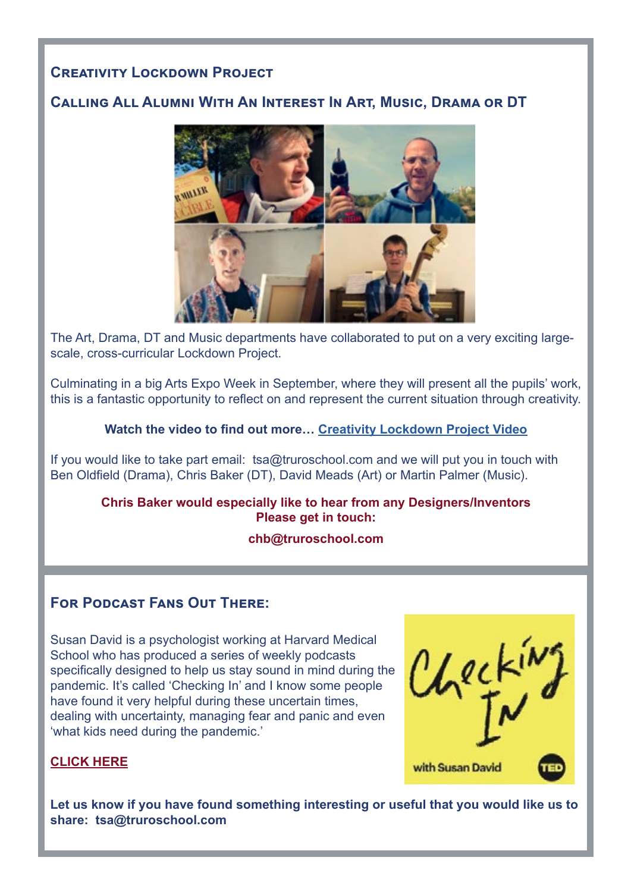## Creativity Lockdown Project

## Calling All Alumni With An Interest In Art, Music, Drama or DT

The Art, Drama, DT and Music departments have collaborated to put on a very exciting large-scale, cross-curricular Lockdown Project.

Culminating in a big Arts Expo Week in September, where they will present all the pupils' work, this is a fantastic opportunity to reflect on and represent the current situation through creativity.

**Watch the video to find out more…** Creativity Lockdown Project Video

If you would like to take part email: tsa@truroschool.com and we will put you in touch with Ben Oldfield (Drama), Chris Baker (DT), David Meads (Art) or Martin Palmer (Music).

**Chris Baker would especially like to hear from any Designers/Inventors**
**Please get in touch:**

**chb@truroschool.com**

## For Podcast Fans Out There:

Susan David is a psychologist working at Harvard Medical School who has produced a series of weekly podcasts specifically designed to help us stay sound in mind during the pandemic. It's called 'Checking In' and I know some people have found it very helpful during these uncertain times, dealing with uncertainty, managing fear and panic and even 'what kids need during the pandemic.'

**CLICK HERE**

**Let us know if you have found something interesting or useful that you would like us to share: tsa@truroschool.com**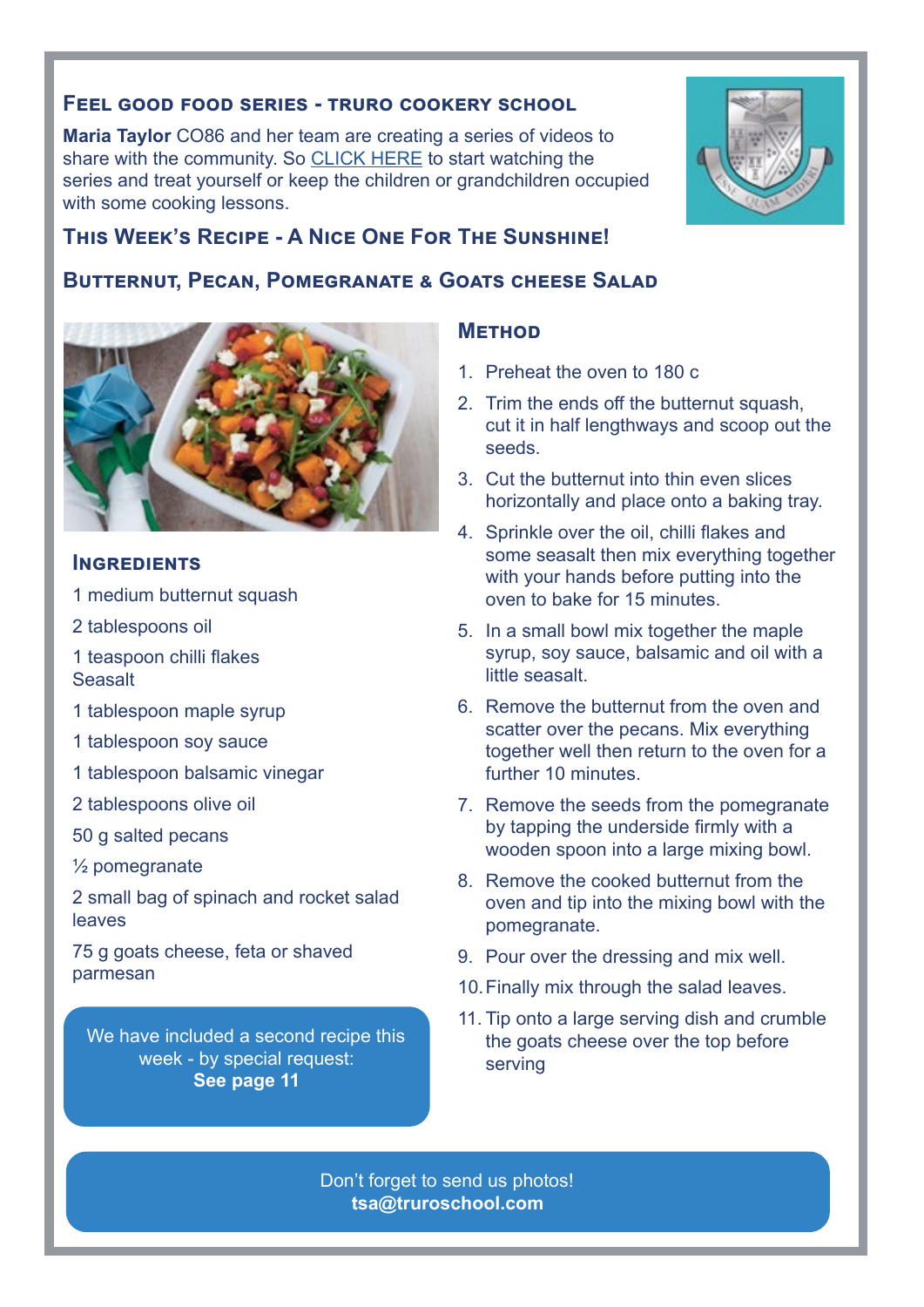## Feel good food series - Truro Cookery School

**Maria Taylor** CO86 and her team are creating a series of videos to share with the community. So CLICK HERE to start watching the series and treat yourself or keep the children or grandchildren occupied with some cooking lessons.

## This Week's Recipe - A Nice One For The Sunshine!

## Butternut, Pecan, Pomegranate & Goats cheese Salad

### Ingredients

1 medium butternut squash

2 tablespoons oil

1 teaspoon chilli flakes
Seasalt

1 tablespoon maple syrup

1 tablespoon soy sauce

1 tablespoon balsamic vinegar

2 tablespoons olive oil

50 g salted pecans

½ pomegranate

2 small bag of spinach and rocket salad leaves

75 g goats cheese, feta or shaved parmesan

We have included a second recipe this week - by special request:
**See page 11**

### Method

1. Preheat the oven to 180 c
2. Trim the ends off the butternut squash, cut it in half lengthways and scoop out the seeds.
3. Cut the butternut into thin even slices horizontally and place onto a baking tray.
4. Sprinkle over the oil, chilli flakes and some seasalt then mix everything together with your hands before putting into the oven to bake for 15 minutes.
5. In a small bowl mix together the maple syrup, soy sauce, balsamic and oil with a little seasalt.
6. Remove the butternut from the oven and scatter over the pecans. Mix everything together well then return to the oven for a further 10 minutes.
7. Remove the seeds from the pomegranate by tapping the underside firmly with a wooden spoon into a large mixing bowl.
8. Remove the cooked butternut from the oven and tip into the mixing bowl with the pomegranate.
9. Pour over the dressing and mix well.
10. Finally mix through the salad leaves.
11. Tip onto a large serving dish and crumble the goats cheese over the top before serving

Don't forget to send us photos!
**tsa@truroschool.com**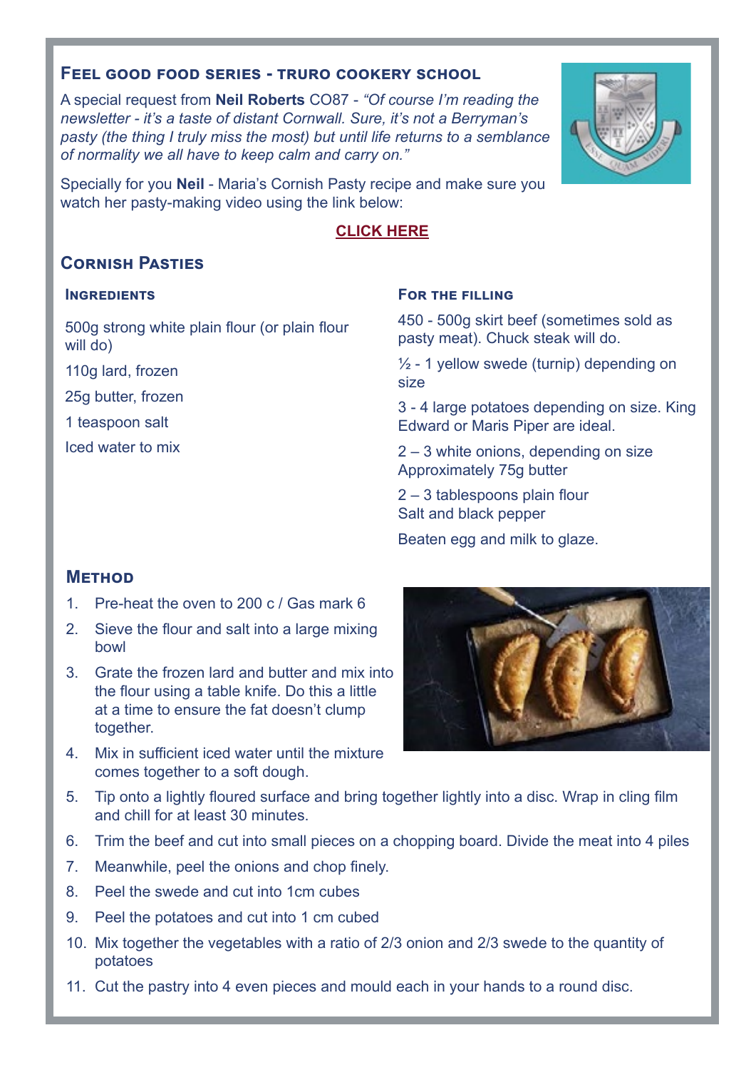## Feel good food series - Truro Cookery School

A special request from **Neil Roberts** CO87 - *"Of course I'm reading the newsletter - it's a taste of distant Cornwall. Sure, it's not a Berryman's pasty (the thing I truly miss the most) but until life returns to a semblance of normality we all have to keep calm and carry on."*

Specially for you **Neil** - Maria's Cornish Pasty recipe and make sure you watch her pasty-making video using the link below:

**CLICK HERE**

## Cornish Pasties

### Ingredients

500g strong white plain flour (or plain flour will do)

110g lard, frozen

25g butter, frozen

1 teaspoon salt

Iced water to mix

### For the filling

450 - 500g skirt beef (sometimes sold as pasty meat). Chuck steak will do.

½ - 1 yellow swede (turnip) depending on size

3 - 4 large potatoes depending on size. King Edward or Maris Piper are ideal.

2 – 3 white onions, depending on size
Approximately 75g butter

2 – 3 tablespoons plain flour
Salt and black pepper

Beaten egg and milk to glaze.

### Method

1. Pre-heat the oven to 200 c / Gas mark 6
2. Sieve the flour and salt into a large mixing bowl
3. Grate the frozen lard and butter and mix into the flour using a table knife. Do this a little at a time to ensure the fat doesn't clump together.
4. Mix in sufficient iced water until the mixture comes together to a soft dough.
5. Tip onto a lightly floured surface and bring together lightly into a disc. Wrap in cling film and chill for at least 30 minutes.
6. Trim the beef and cut into small pieces on a chopping board. Divide the meat into 4 piles
7. Meanwhile, peel the onions and chop finely.
8. Peel the swede and cut into 1cm cubes
9. Peel the potatoes and cut into 1 cm cubed
10. Mix together the vegetables with a ratio of 2/3 onion and 2/3 swede to the quantity of potatoes
11. Cut the pastry into 4 even pieces and mould each in your hands to a round disc.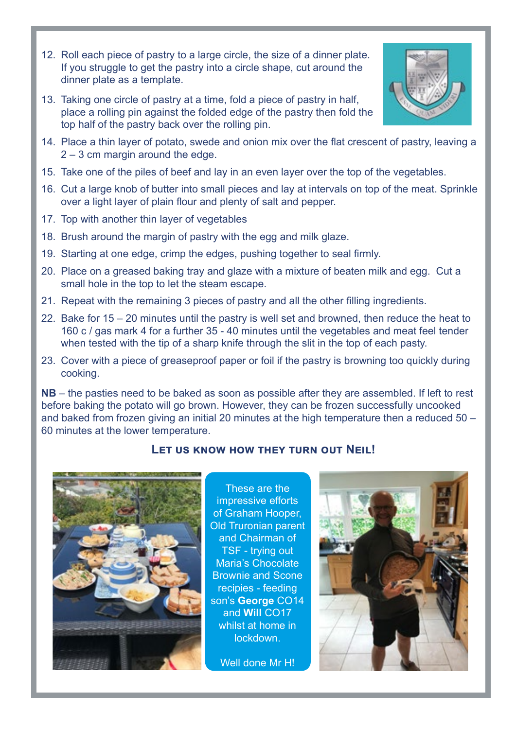12. Roll each piece of pastry to a large circle, the size of a dinner plate. If you struggle to get the pastry into a circle shape, cut around the dinner plate as a template.
13. Taking one circle of pastry at a time, fold a piece of pastry in half, place a rolling pin against the folded edge of the pastry then fold the top half of the pastry back over the rolling pin.
14. Place a thin layer of potato, swede and onion mix over the flat crescent of pastry, leaving a 2 – 3 cm margin around the edge.
15. Take one of the piles of beef and lay in an even layer over the top of the vegetables.
16. Cut a large knob of butter into small pieces and lay at intervals on top of the meat. Sprinkle over a light layer of plain flour and plenty of salt and pepper.
17. Top with another thin layer of vegetables
18. Brush around the margin of pastry with the egg and milk glaze.
19. Starting at one edge, crimp the edges, pushing together to seal firmly.
20. Place on a greased baking tray and glaze with a mixture of beaten milk and egg. Cut a small hole in the top to let the steam escape.
21. Repeat with the remaining 3 pieces of pastry and all the other filling ingredients.
22. Bake for 15 – 20 minutes until the pastry is well set and browned, then reduce the heat to 160 c / gas mark 4 for a further 35 - 40 minutes until the vegetables and meat feel tender when tested with the tip of a sharp knife through the slit in the top of each pasty.
23. Cover with a piece of greaseproof paper or foil if the pastry is browning too quickly during cooking.

**NB** – the pasties need to be baked as soon as possible after they are assembled. If left to rest before baking the potato will go brown. However, they can be frozen successfully uncooked and baked from frozen giving an initial 20 minutes at the high temperature then a reduced 50 – 60 minutes at the lower temperature.

### Let us know how they turn out Neil!

These are the impressive efforts of Graham Hooper, Old Truronian parent and Chairman of TSF - trying out Maria's Chocolate Brownie and Scone recipes - feeding son's **George** CO14 and **Will** CO17 whilst at home in lockdown.

Well done Mr H!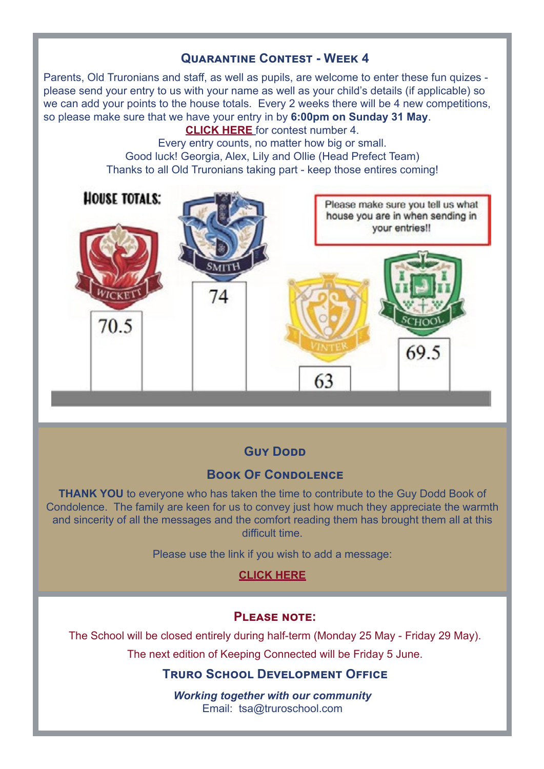## Quarantine Contest - Week 4

Parents, Old Truronians and staff, as well as pupils, are welcome to enter these fun quizes - please send your entry to us with your name as well as your child's details (if applicable) so we can add your points to the house totals. Every 2 weeks there will be 4 new competitions, so please make sure that we have your entry in by **6:00pm on Sunday 31 May**.

**CLICK HERE** for contest number 4.

Every entry counts, no matter how big or small.

Good luck! Georgia, Alex, Lily and Ollie (Head Prefect Team)

Thanks to all Old Truronians taking part - keep those entires coming!

HOUSE TOTALS:

Please make sure you tell us what house you are in when sending in your entries!!

WICKETT
70.5

SMITH
74

VINTER
63

SCHOOL
69.5

## Guy Dodd

## Book Of Condolence

**THANK YOU** to everyone who has taken the time to contribute to the Guy Dodd Book of Condolence. The family are keen for us to convey just how much they appreciate the warmth and sincerity of all the messages and the comfort reading them has brought them all at this difficult time.

Please use the link if you wish to add a message:

**CLICK HERE**

## Please note:

The School will be closed entirely during half-term (Monday 25 May - Friday 29 May).

The next edition of Keeping Connected will be Friday 5 June.

## Truro School Development Office

***Working together with our community***

Email: tsa@truroschool.com